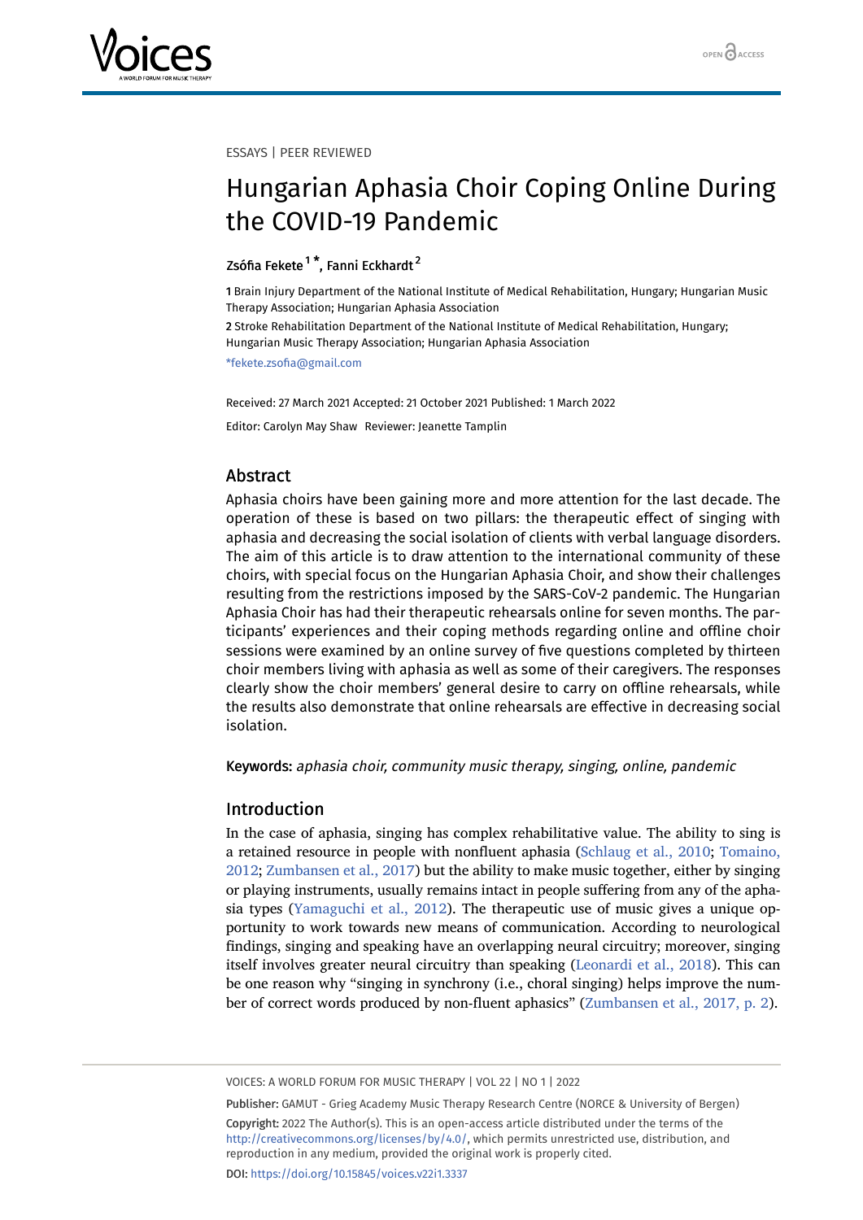ESSAYS | PEER REVIEWED

# Hungarian Aphasia Choir Coping Online During the COVID-19 Pandemic

Zsófia Fekete [1] *, Fanni Eckhardt [2]

1 Brain Injury Department of the National Institute of Medical Rehabilitation, Hungary; Hungarian Music Therapy Association; Hungarian Aphasia Association

2 Stroke Rehabilitation Department of the National Institute of Medical Rehabilitation, Hungary; Hungarian Music Therapy Association; Hungarian Aphasia Association

*fekete.zsofia@gmail.com

Received: 27 March 2021 Accepted: 21 October 2021 Published: 1 March 2022

Editor: Carolyn May Shaw Reviewer: Jeanette Tamplin

## Abstract

Aphasia choirs have been gaining more and more attention for the last decade. The operation of these is based on two pillars: the therapeutic effect of singing with aphasia and decreasing the social isolation of clients with verbal language disorders. The aim of this article is to draw attention to the international community of these choirs, with special focus on the Hungarian Aphasia Choir, and show their challenges resulting from the restrictions imposed by the SARS-CoV-2 pandemic. The Hungarian Aphasia Choir has had their therapeutic rehearsals online for seven months. The participants' experiences and their coping methods regarding online and offline choir sessions were examined by an online survey of five questions completed by thirteen choir members living with aphasia as well as some of their caregivers. The responses clearly show the choir members' general desire to carry on offline rehearsals, while the results also demonstrate that online rehearsals are effective in decreasing social isolation.

**Keywords:** *aphasia choir, community music therapy, singing, online, pandemic*

## Introduction

In the case of aphasia, singing has complex rehabilitative value. The ability to sing is a retained resource in people with nonfluent aphasia (Schlaug et al., 2010; Tomaino, 2012; Zumbansen et al., 2017) but the ability to make music together, either by singing or playing instruments, usually remains intact in people suffering from any of the aphasia types (Yamaguchi et al., 2012). The therapeutic use of music gives a unique opportunity to work towards new means of communication. According to neurological findings, singing and speaking have an overlapping neural circuitry; moreover, singing itself involves greater neural circuitry than speaking (Leonardi et al., 2018). This can be one reason why "singing in synchrony (i.e., choral singing) helps improve the number of correct words produced by non-fluent aphasics" (Zumbansen et al., 2017, p. 2).

Publisher: GAMUT - Grieg Academy Music Therapy Research Centre (NORCE & University of Bergen)

Copyright: 2022 The Author(s). This is an open-access article distributed under the terms of the http://creativecommons.org/licenses/by/4.0/, which permits unrestricted use, distribution, and reproduction in any medium, provided the original work is properly cited.

DOI: https://doi.org/10.15845/voices.v22i1.3337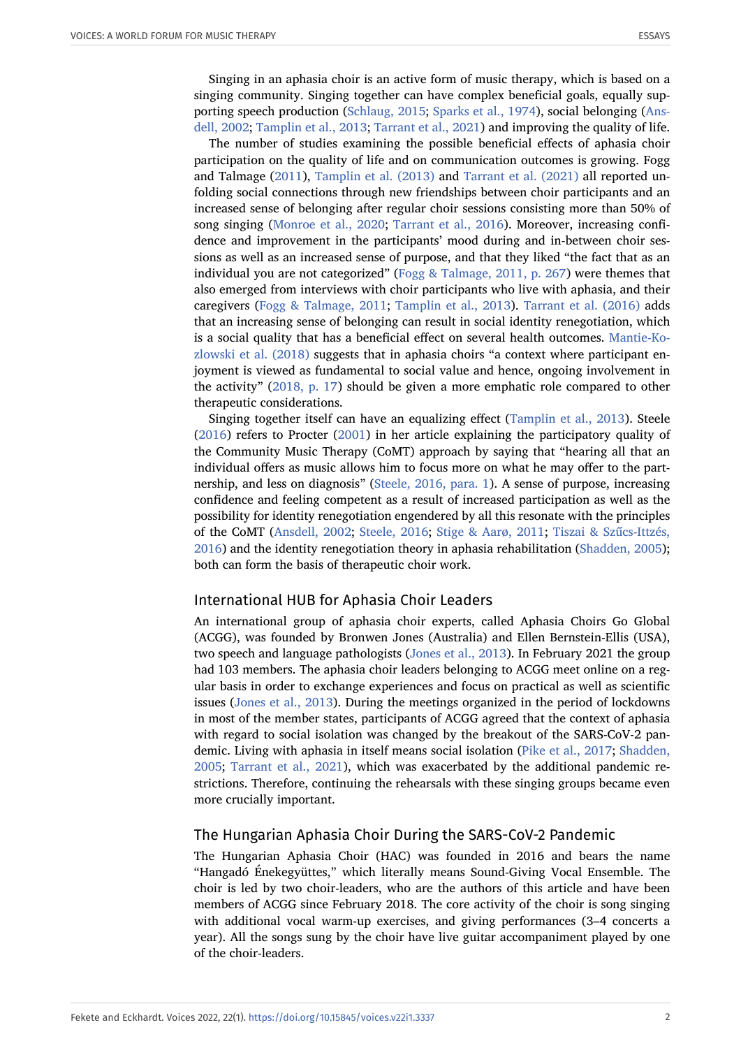Singing in an aphasia choir is an active form of music therapy, which is based on a singing community. Singing together can have complex beneficial goals, equally supporting speech production (Schlaug, 2015; Sparks et al., 1974), social belonging (Ansdell, 2002; Tamplin et al., 2013; Tarrant et al., 2021) and improving the quality of life.

The number of studies examining the possible beneficial effects of aphasia choir participation on the quality of life and on communication outcomes is growing. Fogg and Talmage (2011), Tamplin et al. (2013) and Tarrant et al. (2021) all reported unfolding social connections through new friendships between choir participants and an increased sense of belonging after regular choir sessions consisting more than 50% of song singing (Monroe et al., 2020; Tarrant et al., 2016). Moreover, increasing confidence and improvement in the participants' mood during and in-between choir sessions as well as an increased sense of purpose, and that they liked "the fact that as an individual you are not categorized" (Fogg & Talmage, 2011, p. 267) were themes that also emerged from interviews with choir participants who live with aphasia, and their caregivers (Fogg & Talmage, 2011; Tamplin et al., 2013). Tarrant et al. (2016) adds that an increasing sense of belonging can result in social identity renegotiation, which is a social quality that has a beneficial effect on several health outcomes. Mantie-Kozlowski et al. (2018) suggests that in aphasia choirs "a context where participant enjoyment is viewed as fundamental to social value and hence, ongoing involvement in the activity" (2018, p. 17) should be given a more emphatic role compared to other therapeutic considerations.

Singing together itself can have an equalizing effect (Tamplin et al., 2013). Steele (2016) refers to Procter (2001) in her article explaining the participatory quality of the Community Music Therapy (CoMT) approach by saying that "hearing all that an individual offers as music allows him to focus more on what he may offer to the partnership, and less on diagnosis" (Steele, 2016, para. 1). A sense of purpose, increasing confidence and feeling competent as a result of increased participation as well as the possibility for identity renegotiation engendered by all this resonate with the principles of the CoMT (Ansdell, 2002; Steele, 2016; Stige & Aarø, 2011; Tiszai & Szűcs-Ittzés, 2016) and the identity renegotiation theory in aphasia rehabilitation (Shadden, 2005); both can form the basis of therapeutic choir work.

## International HUB for Aphasia Choir Leaders

An international group of aphasia choir experts, called Aphasia Choirs Go Global (ACGG), was founded by Bronwen Jones (Australia) and Ellen Bernstein-Ellis (USA), two speech and language pathologists (Jones et al., 2013). In February 2021 the group had 103 members. The aphasia choir leaders belonging to ACGG meet online on a regular basis in order to exchange experiences and focus on practical as well as scientific issues (Jones et al., 2013). During the meetings organized in the period of lockdowns in most of the member states, participants of ACGG agreed that the context of aphasia with regard to social isolation was changed by the breakout of the SARS-CoV-2 pandemic. Living with aphasia in itself means social isolation (Pike et al., 2017; Shadden, 2005; Tarrant et al., 2021), which was exacerbated by the additional pandemic restrictions. Therefore, continuing the rehearsals with these singing groups became even more crucially important.

## The Hungarian Aphasia Choir During the SARS-CoV-2 Pandemic

The Hungarian Aphasia Choir (HAC) was founded in 2016 and bears the name "Hangadó Énekegyüttes," which literally means Sound-Giving Vocal Ensemble. The choir is led by two choir-leaders, who are the authors of this article and have been members of ACGG since February 2018. The core activity of the choir is song singing with additional vocal warm-up exercises, and giving performances (3–4 concerts a year). All the songs sung by the choir have live guitar accompaniment played by one of the choir-leaders.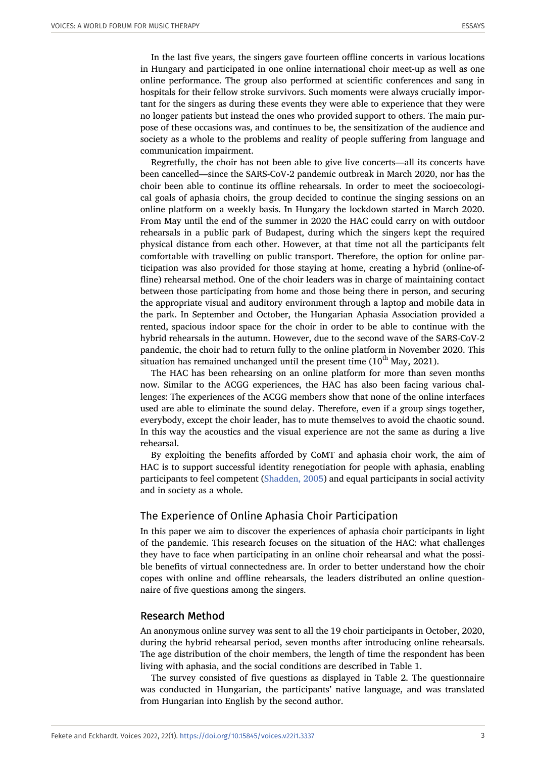In the last five years, the singers gave fourteen offline concerts in various locations in Hungary and participated in one online international choir meet-up as well as one online performance. The group also performed at scientific conferences and sang in hospitals for their fellow stroke survivors. Such moments were always crucially important for the singers as during these events they were able to experience that they were no longer patients but instead the ones who provided support to others. The main purpose of these occasions was, and continues to be, the sensitization of the audience and society as a whole to the problems and reality of people suffering from language and communication impairment.

Regretfully, the choir has not been able to give live concerts—all its concerts have been cancelled—since the SARS-CoV-2 pandemic outbreak in March 2020, nor has the choir been able to continue its offline rehearsals. In order to meet the socioecological goals of aphasia choirs, the group decided to continue the singing sessions on an online platform on a weekly basis. In Hungary the lockdown started in March 2020. From May until the end of the summer in 2020 the HAC could carry on with outdoor rehearsals in a public park of Budapest, during which the singers kept the required physical distance from each other. However, at that time not all the participants felt comfortable with travelling on public transport. Therefore, the option for online participation was also provided for those staying at home, creating a hybrid (online-offline) rehearsal method. One of the choir leaders was in charge of maintaining contact between those participating from home and those being there in person, and securing the appropriate visual and auditory environment through a laptop and mobile data in the park. In September and October, the Hungarian Aphasia Association provided a rented, spacious indoor space for the choir in order to be able to continue with the hybrid rehearsals in the autumn. However, due to the second wave of the SARS-CoV-2 pandemic, the choir had to return fully to the online platform in November 2020. This situation has remained unchanged until the present time (10th May, 2021).

The HAC has been rehearsing on an online platform for more than seven months now. Similar to the ACGG experiences, the HAC has also been facing various challenges: The experiences of the ACGG members show that none of the online interfaces used are able to eliminate the sound delay. Therefore, even if a group sings together, everybody, except the choir leader, has to mute themselves to avoid the chaotic sound. In this way the acoustics and the visual experience are not the same as during a live rehearsal.

By exploiting the benefits afforded by CoMT and aphasia choir work, the aim of HAC is to support successful identity renegotiation for people with aphasia, enabling participants to feel competent (Shadden, 2005) and equal participants in social activity and in society as a whole.

## The Experience of Online Aphasia Choir Participation

In this paper we aim to discover the experiences of aphasia choir participants in light of the pandemic. This research focuses on the situation of the HAC: what challenges they have to face when participating in an online choir rehearsal and what the possible benefits of virtual connectedness are. In order to better understand how the choir copes with online and offline rehearsals, the leaders distributed an online questionnaire of five questions among the singers.

## Research Method

An anonymous online survey was sent to all the 19 choir participants in October, 2020, during the hybrid rehearsal period, seven months after introducing online rehearsals. The age distribution of the choir members, the length of time the respondent has been living with aphasia, and the social conditions are described in Table 1.

The survey consisted of five questions as displayed in Table 2. The questionnaire was conducted in Hungarian, the participants' native language, and was translated from Hungarian into English by the second author.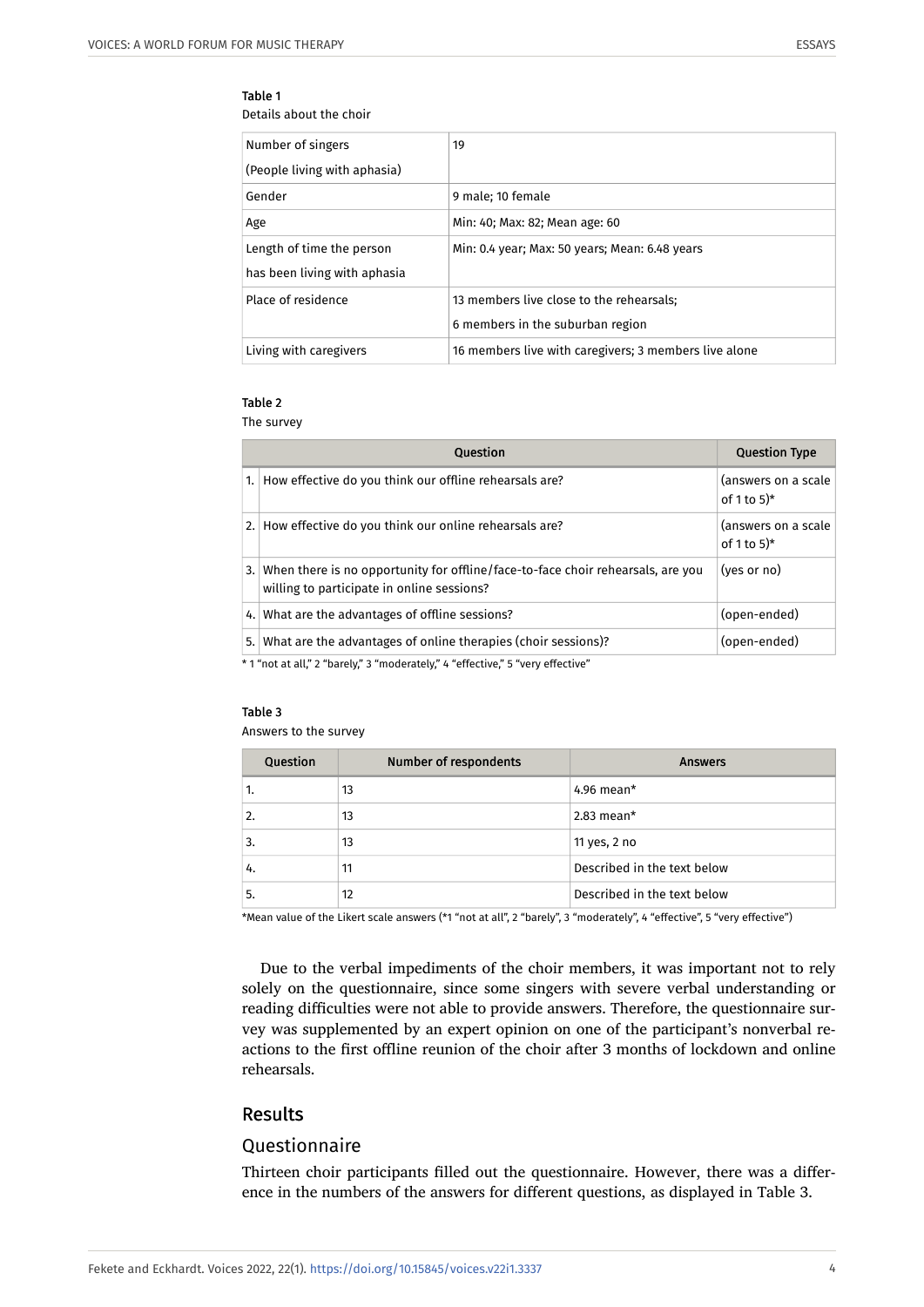**Table 1**
Details about the choir

| | |
|---|---|
| Number of singers (People living with aphasia) | 19 |
| Gender | 9 male; 10 female |
| Age | Min: 40; Max: 82; Mean age: 60 |
| Length of time the person has been living with aphasia | Min: 0.4 year; Max: 50 years; Mean: 6.48 years |
| Place of residence | 13 members live close to the rehearsals; 6 members in the suburban region |
| Living with caregivers | 16 members live with caregivers; 3 members live alone |

**Table 2**
The survey

| Question | Question Type |
|---|---|
| 1. How effective do you think our offline rehearsals are? | (answers on a scale of 1 to 5)* |
| 2. How effective do you think our online rehearsals are? | (answers on a scale of 1 to 5)* |
| 3. When there is no opportunity for offline/face-to-face choir rehearsals, are you willing to participate in online sessions? | (yes or no) |
| 4. What are the advantages of offline sessions? | (open-ended) |
| 5. What are the advantages of online therapies (choir sessions)? | (open-ended) |

* 1 "not at all," 2 "barely," 3 "moderately," 4 "effective," 5 "very effective"

**Table 3**
Answers to the survey

| Question | Number of respondents | Answers |
|---|---|---|
| 1. | 13 | 4.96 mean* |
| 2. | 13 | 2.83 mean* |
| 3. | 13 | 11 yes, 2 no |
| 4. | 11 | Described in the text below |
| 5. | 12 | Described in the text below |

*Mean value of the Likert scale answers (*1 "not at all", 2 "barely", 3 "moderately", 4 "effective", 5 "very effective")

Due to the verbal impediments of the choir members, it was important not to rely solely on the questionnaire, since some singers with severe verbal understanding or reading difficulties were not able to provide answers. Therefore, the questionnaire survey was supplemented by an expert opinion on one of the participant's nonverbal reactions to the first offline reunion of the choir after 3 months of lockdown and online rehearsals.

## Results

### Questionnaire

Thirteen choir participants filled out the questionnaire. However, there was a difference in the numbers of the answers for different questions, as displayed in Table 3.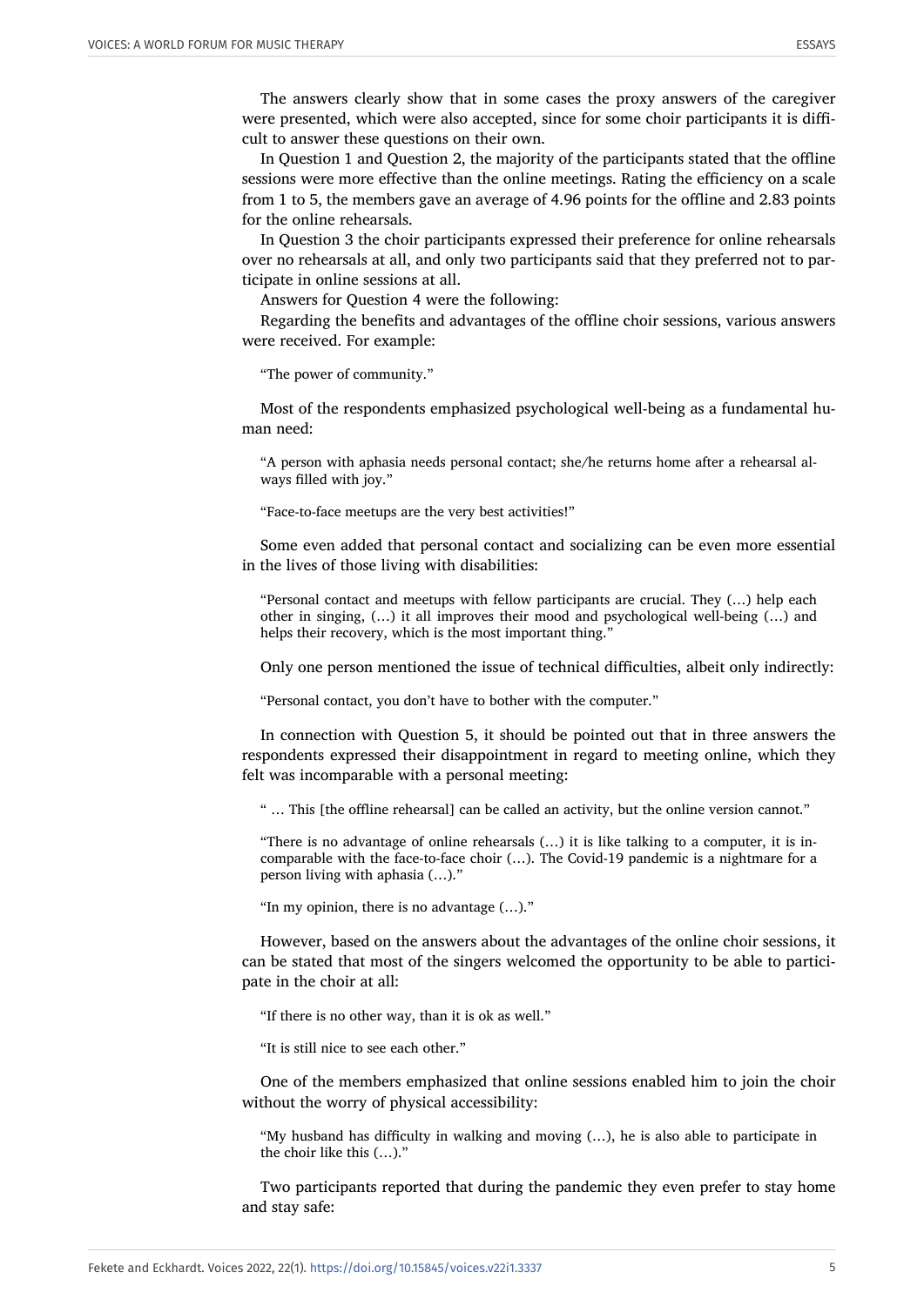The answers clearly show that in some cases the proxy answers of the caregiver were presented, which were also accepted, since for some choir participants it is difficult to answer these questions on their own.

In Question 1 and Question 2, the majority of the participants stated that the offline sessions were more effective than the online meetings. Rating the efficiency on a scale from 1 to 5, the members gave an average of 4.96 points for the offline and 2.83 points for the online rehearsals.

In Question 3 the choir participants expressed their preference for online rehearsals over no rehearsals at all, and only two participants said that they preferred not to participate in online sessions at all.

Answers for Question 4 were the following:

Regarding the benefits and advantages of the offline choir sessions, various answers were received. For example:

> "The power of community."

Most of the respondents emphasized psychological well-being as a fundamental human need:

> "A person with aphasia needs personal contact; she/he returns home after a rehearsal always filled with joy."

> "Face-to-face meetups are the very best activities!"

Some even added that personal contact and socializing can be even more essential in the lives of those living with disabilities:

> "Personal contact and meetups with fellow participants are crucial. They (…) help each other in singing, (…) it all improves their mood and psychological well-being (…) and helps their recovery, which is the most important thing."

Only one person mentioned the issue of technical difficulties, albeit only indirectly:

> "Personal contact, you don't have to bother with the computer."

In connection with Question 5, it should be pointed out that in three answers the respondents expressed their disappointment in regard to meeting online, which they felt was incomparable with a personal meeting:

> " … This [the offline rehearsal] can be called an activity, but the online version cannot."

> "There is no advantage of online rehearsals (…) it is like talking to a computer, it is incomparable with the face-to-face choir (…). The Covid-19 pandemic is a nightmare for a person living with aphasia (…)."

> "In my opinion, there is no advantage (…)."

However, based on the answers about the advantages of the online choir sessions, it can be stated that most of the singers welcomed the opportunity to be able to participate in the choir at all:

> "If there is no other way, than it is ok as well."

> "It is still nice to see each other."

One of the members emphasized that online sessions enabled him to join the choir without the worry of physical accessibility:

> "My husband has difficulty in walking and moving (…), he is also able to participate in the choir like this (…)."

Two participants reported that during the pandemic they even prefer to stay home and stay safe: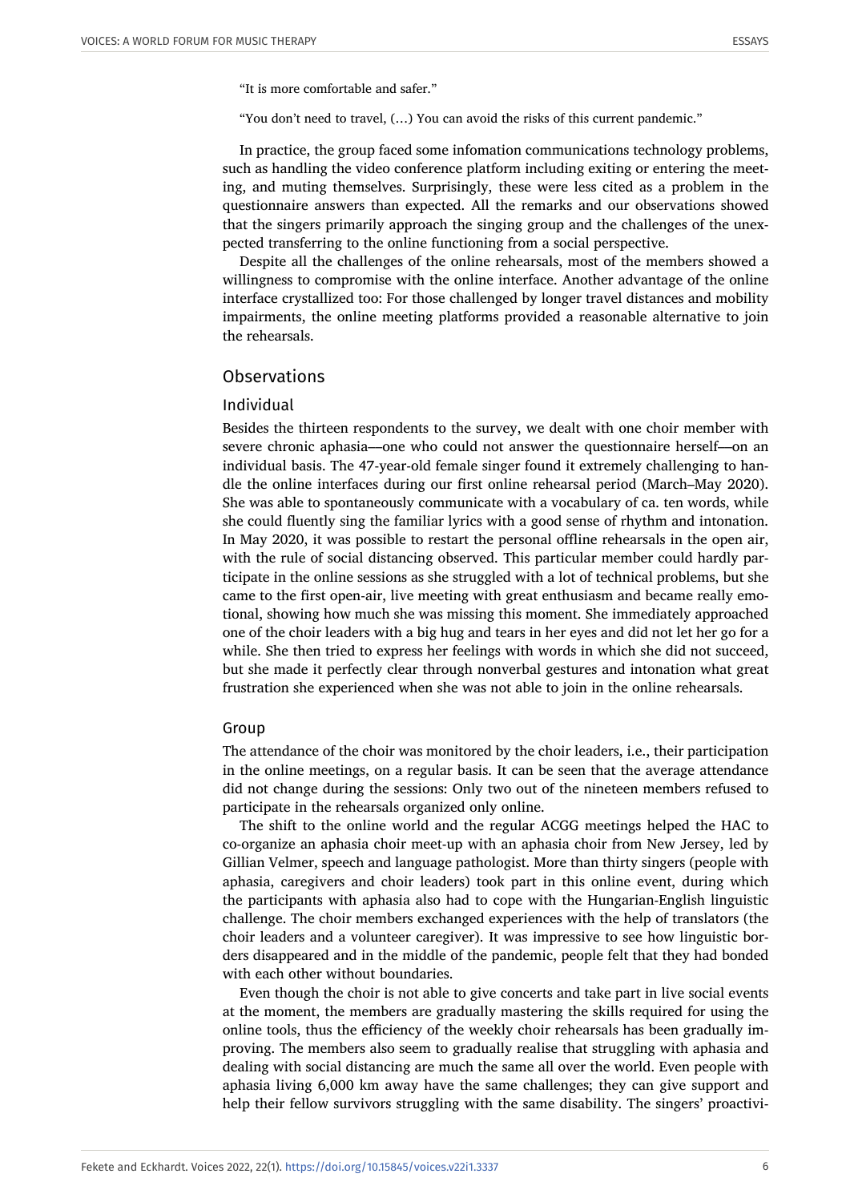"It is more comfortable and safer."

"You don't need to travel, (…) You can avoid the risks of this current pandemic."

In practice, the group faced some infomation communications technology problems, such as handling the video conference platform including exiting or entering the meeting, and muting themselves. Surprisingly, these were less cited as a problem in the questionnaire answers than expected. All the remarks and our observations showed that the singers primarily approach the singing group and the challenges of the unexpected transferring to the online functioning from a social perspective.

Despite all the challenges of the online rehearsals, most of the members showed a willingness to compromise with the online interface. Another advantage of the online interface crystallized too: For those challenged by longer travel distances and mobility impairments, the online meeting platforms provided a reasonable alternative to join the rehearsals.

## Observations

### Individual

Besides the thirteen respondents to the survey, we dealt with one choir member with severe chronic aphasia—one who could not answer the questionnaire herself—on an individual basis. The 47-year-old female singer found it extremely challenging to handle the online interfaces during our first online rehearsal period (March–May 2020). She was able to spontaneously communicate with a vocabulary of ca. ten words, while she could fluently sing the familiar lyrics with a good sense of rhythm and intonation. In May 2020, it was possible to restart the personal offline rehearsals in the open air, with the rule of social distancing observed. This particular member could hardly participate in the online sessions as she struggled with a lot of technical problems, but she came to the first open-air, live meeting with great enthusiasm and became really emotional, showing how much she was missing this moment. She immediately approached one of the choir leaders with a big hug and tears in her eyes and did not let her go for a while. She then tried to express her feelings with words in which she did not succeed, but she made it perfectly clear through nonverbal gestures and intonation what great frustration she experienced when she was not able to join in the online rehearsals.

### Group

The attendance of the choir was monitored by the choir leaders, i.e., their participation in the online meetings, on a regular basis. It can be seen that the average attendance did not change during the sessions: Only two out of the nineteen members refused to participate in the rehearsals organized only online.

The shift to the online world and the regular ACGG meetings helped the HAC to co-organize an aphasia choir meet-up with an aphasia choir from New Jersey, led by Gillian Velmer, speech and language pathologist. More than thirty singers (people with aphasia, caregivers and choir leaders) took part in this online event, during which the participants with aphasia also had to cope with the Hungarian-English linguistic challenge. The choir members exchanged experiences with the help of translators (the choir leaders and a volunteer caregiver). It was impressive to see how linguistic borders disappeared and in the middle of the pandemic, people felt that they had bonded with each other without boundaries.

Even though the choir is not able to give concerts and take part in live social events at the moment, the members are gradually mastering the skills required for using the online tools, thus the efficiency of the weekly choir rehearsals has been gradually improving. The members also seem to gradually realise that struggling with aphasia and dealing with social distancing are much the same all over the world. Even people with aphasia living 6,000 km away have the same challenges; they can give support and help their fellow survivors struggling with the same disability. The singers' proactivi-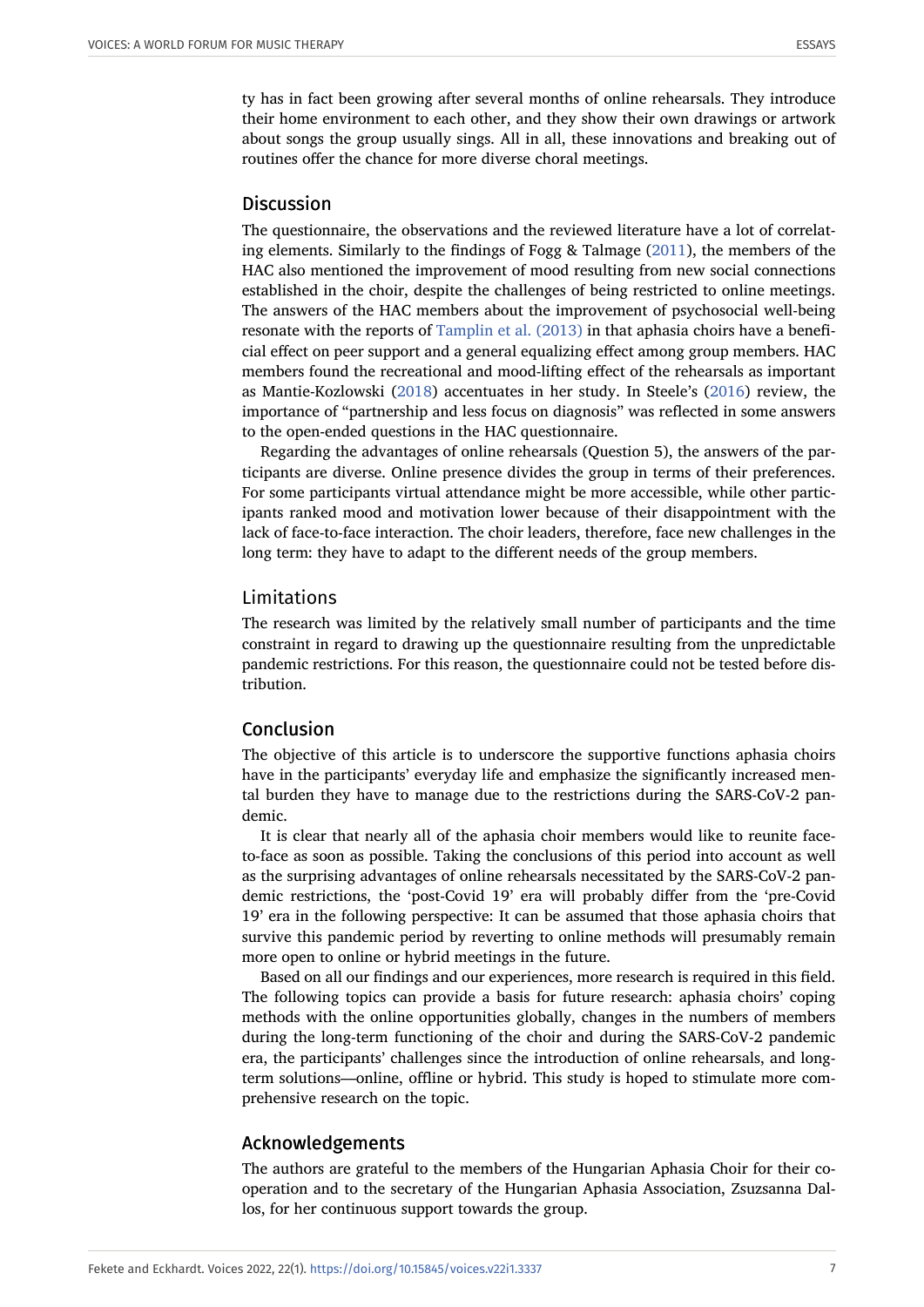ty has in fact been growing after several months of online rehearsals. They introduce their home environment to each other, and they show their own drawings or artwork about songs the group usually sings. All in all, these innovations and breaking out of routines offer the chance for more diverse choral meetings.

## Discussion

The questionnaire, the observations and the reviewed literature have a lot of correlating elements. Similarly to the findings of Fogg & Talmage (2011), the members of the HAC also mentioned the improvement of mood resulting from new social connections established in the choir, despite the challenges of being restricted to online meetings. The answers of the HAC members about the improvement of psychosocial well-being resonate with the reports of Tamplin et al. (2013) in that aphasia choirs have a beneficial effect on peer support and a general equalizing effect among group members. HAC members found the recreational and mood-lifting effect of the rehearsals as important as Mantie-Kozlowski (2018) accentuates in her study. In Steele's (2016) review, the importance of "partnership and less focus on diagnosis" was reflected in some answers to the open-ended questions in the HAC questionnaire.

Regarding the advantages of online rehearsals (Question 5), the answers of the participants are diverse. Online presence divides the group in terms of their preferences. For some participants virtual attendance might be more accessible, while other participants ranked mood and motivation lower because of their disappointment with the lack of face-to-face interaction. The choir leaders, therefore, face new challenges in the long term: they have to adapt to the different needs of the group members.

## Limitations

The research was limited by the relatively small number of participants and the time constraint in regard to drawing up the questionnaire resulting from the unpredictable pandemic restrictions. For this reason, the questionnaire could not be tested before distribution.

## Conclusion

The objective of this article is to underscore the supportive functions aphasia choirs have in the participants' everyday life and emphasize the significantly increased mental burden they have to manage due to the restrictions during the SARS-CoV-2 pandemic.

It is clear that nearly all of the aphasia choir members would like to reunite face-to-face as soon as possible. Taking the conclusions of this period into account as well as the surprising advantages of online rehearsals necessitated by the SARS-CoV-2 pandemic restrictions, the 'post-Covid 19' era will probably differ from the 'pre-Covid 19' era in the following perspective: It can be assumed that those aphasia choirs that survive this pandemic period by reverting to online methods will presumably remain more open to online or hybrid meetings in the future.

Based on all our findings and our experiences, more research is required in this field. The following topics can provide a basis for future research: aphasia choirs' coping methods with the online opportunities globally, changes in the numbers of members during the long-term functioning of the choir and during the SARS-CoV-2 pandemic era, the participants' challenges since the introduction of online rehearsals, and long-term solutions—online, offline or hybrid. This study is hoped to stimulate more comprehensive research on the topic.

## Acknowledgements

The authors are grateful to the members of the Hungarian Aphasia Choir for their cooperation and to the secretary of the Hungarian Aphasia Association, Zsuzsanna Dallos, for her continuous support towards the group.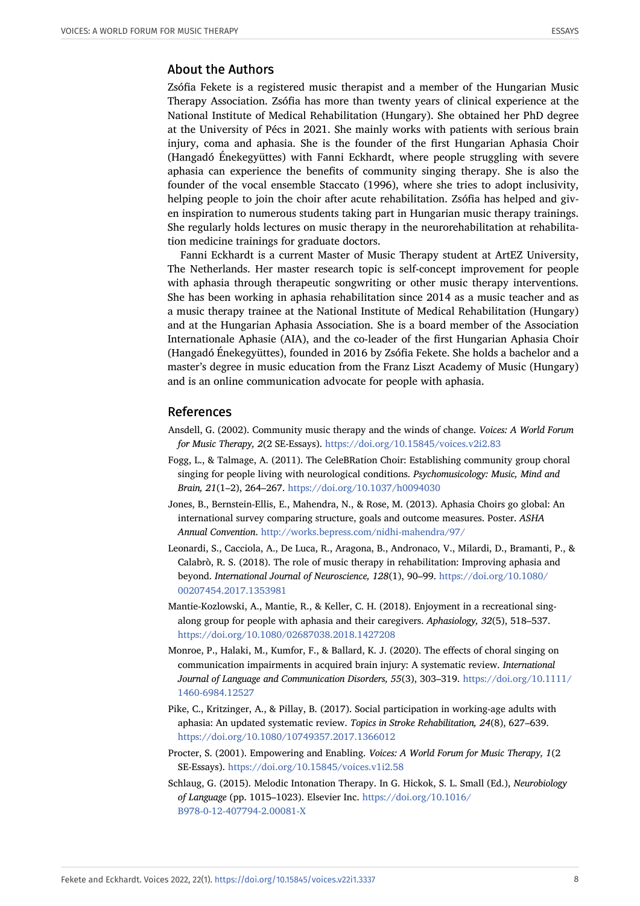## About the Authors

Zsófia Fekete is a registered music therapist and a member of the Hungarian Music Therapy Association. Zsófia has more than twenty years of clinical experience at the National Institute of Medical Rehabilitation (Hungary). She obtained her PhD degree at the University of Pécs in 2021. She mainly works with patients with serious brain injury, coma and aphasia. She is the founder of the first Hungarian Aphasia Choir (Hangadó Énekegyüttes) with Fanni Eckhardt, where people struggling with severe aphasia can experience the benefits of community singing therapy. She is also the founder of the vocal ensemble Staccato (1996), where she tries to adopt inclusivity, helping people to join the choir after acute rehabilitation. Zsófia has helped and given inspiration to numerous students taking part in Hungarian music therapy trainings. She regularly holds lectures on music therapy in the neurorehabilitation at rehabilitation medicine trainings for graduate doctors.

Fanni Eckhardt is a current Master of Music Therapy student at ArtEZ University, The Netherlands. Her master research topic is self-concept improvement for people with aphasia through therapeutic songwriting or other music therapy interventions. She has been working in aphasia rehabilitation since 2014 as a music teacher and as a music therapy trainee at the National Institute of Medical Rehabilitation (Hungary) and at the Hungarian Aphasia Association. She is a board member of the Association Internationale Aphasie (AIA), and the co-leader of the first Hungarian Aphasia Choir (Hangadó Énekegyüttes), founded in 2016 by Zsófia Fekete. She holds a bachelor and a master's degree in music education from the Franz Liszt Academy of Music (Hungary) and is an online communication advocate for people with aphasia.

## References

Ansdell, G. (2002). Community music therapy and the winds of change. *Voices: A World Forum for Music Therapy, 2*(2 SE-Essays). https://doi.org/10.15845/voices.v2i2.83

Fogg, L., & Talmage, A. (2011). The CeleBRation Choir: Establishing community group choral singing for people living with neurological conditions. *Psychomusicology: Music, Mind and Brain, 21*(1–2), 264–267. https://doi.org/10.1037/h0094030

Jones, B., Bernstein-Ellis, E., Mahendra, N., & Rose, M. (2013). Aphasia Choirs go global: An international survey comparing structure, goals and outcome measures. Poster. *ASHA Annual Convention*. http://works.bepress.com/nidhi-mahendra/97/

Leonardi, S., Cacciola, A., De Luca, R., Aragona, B., Andronaco, V., Milardi, D., Bramanti, P., & Calabrò, R. S. (2018). The role of music therapy in rehabilitation: Improving aphasia and beyond. *International Journal of Neuroscience, 128*(1), 90–99. https://doi.org/10.1080/00207454.2017.1353981

Mantie-Kozlowski, A., Mantie, R., & Keller, C. H. (2018). Enjoyment in a recreational sing-along group for people with aphasia and their caregivers. *Aphasiology, 32*(5), 518–537. https://doi.org/10.1080/02687038.2018.1427208

Monroe, P., Halaki, M., Kumfor, F., & Ballard, K. J. (2020). The effects of choral singing on communication impairments in acquired brain injury: A systematic review. *International Journal of Language and Communication Disorders, 55*(3), 303–319. https://doi.org/10.1111/1460-6984.12527

Pike, C., Kritzinger, A., & Pillay, B. (2017). Social participation in working-age adults with aphasia: An updated systematic review. *Topics in Stroke Rehabilitation, 24*(8), 627–639. https://doi.org/10.1080/10749357.2017.1366012

Procter, S. (2001). Empowering and Enabling. *Voices: A World Forum for Music Therapy, 1*(2 SE-Essays). https://doi.org/10.15845/voices.v1i2.58

Schlaug, G. (2015). Melodic Intonation Therapy. In G. Hickok, S. L. Small (Ed.), *Neurobiology of Language* (pp. 1015–1023). Elsevier Inc. https://doi.org/10.1016/B978-0-12-407794-2.00081-X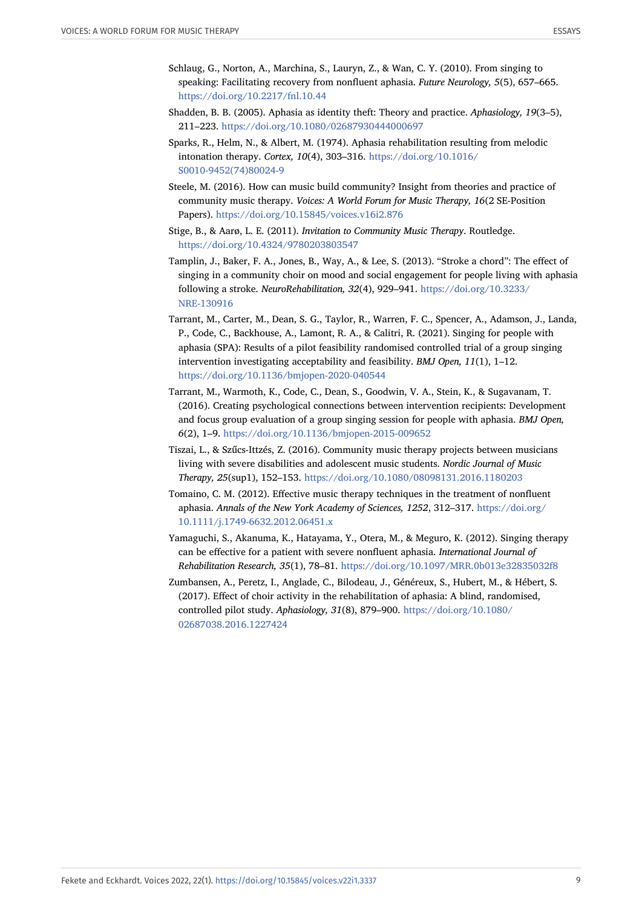Schlaug, G., Norton, A., Marchina, S., Lauryn, Z., & Wan, C. Y. (2010). From singing to speaking: Facilitating recovery from nonfluent aphasia. *Future Neurology, 5*(5), 657–665. https://doi.org/10.2217/fnl.10.44

Shadden, B. B. (2005). Aphasia as identity theft: Theory and practice. *Aphasiology, 19*(3–5), 211–223. https://doi.org/10.1080/02687930444000697

Sparks, R., Helm, N., & Albert, M. (1974). Aphasia rehabilitation resulting from melodic intonation therapy. *Cortex, 10*(4), 303–316. https://doi.org/10.1016/S0010-9452(74)80024-9

Steele, M. (2016). How can music build community? Insight from theories and practice of community music therapy. *Voices: A World Forum for Music Therapy, 16*(2 SE-Position Papers). https://doi.org/10.15845/voices.v16i2.876

Stige, B., & Aarø, L. E. (2011). *Invitation to Community Music Therapy*. Routledge. https://doi.org/10.4324/9780203803547

Tamplin, J., Baker, F. A., Jones, B., Way, A., & Lee, S. (2013). "Stroke a chord": The effect of singing in a community choir on mood and social engagement for people living with aphasia following a stroke. *NeuroRehabilitation, 32*(4), 929–941. https://doi.org/10.3233/NRE-130916

Tarrant, M., Carter, M., Dean, S. G., Taylor, R., Warren, F. C., Spencer, A., Adamson, J., Landa, P., Code, C., Backhouse, A., Lamont, R. A., & Calitri, R. (2021). Singing for people with aphasia (SPA): Results of a pilot feasibility randomised controlled trial of a group singing intervention investigating acceptability and feasibility. *BMJ Open, 11*(1), 1–12. https://doi.org/10.1136/bmjopen-2020-040544

Tarrant, M., Warmoth, K., Code, C., Dean, S., Goodwin, V. A., Stein, K., & Sugavanam, T. (2016). Creating psychological connections between intervention recipients: Development and focus group evaluation of a group singing session for people with aphasia. *BMJ Open, 6*(2), 1–9. https://doi.org/10.1136/bmjopen-2015-009652

Tiszai, L., & Szűcs-Ittzés, Z. (2016). Community music therapy projects between musicians living with severe disabilities and adolescent music students. *Nordic Journal of Music Therapy, 25*(sup1), 152–153. https://doi.org/10.1080/08098131.2016.1180203

Tomaino, C. M. (2012). Effective music therapy techniques in the treatment of nonfluent aphasia. *Annals of the New York Academy of Sciences, 1252*, 312–317. https://doi.org/10.1111/j.1749-6632.2012.06451.x

Yamaguchi, S., Akanuma, K., Hatayama, Y., Otera, M., & Meguro, K. (2012). Singing therapy can be effective for a patient with severe nonfluent aphasia. *International Journal of Rehabilitation Research, 35*(1), 78–81. https://doi.org/10.1097/MRR.0b013e32835032f8

Zumbansen, A., Peretz, I., Anglade, C., Bilodeau, J., Généreux, S., Hubert, M., & Hébert, S. (2017). Effect of choir activity in the rehabilitation of aphasia: A blind, randomised, controlled pilot study. *Aphasiology, 31*(8), 879–900. https://doi.org/10.1080/02687038.2016.1227424